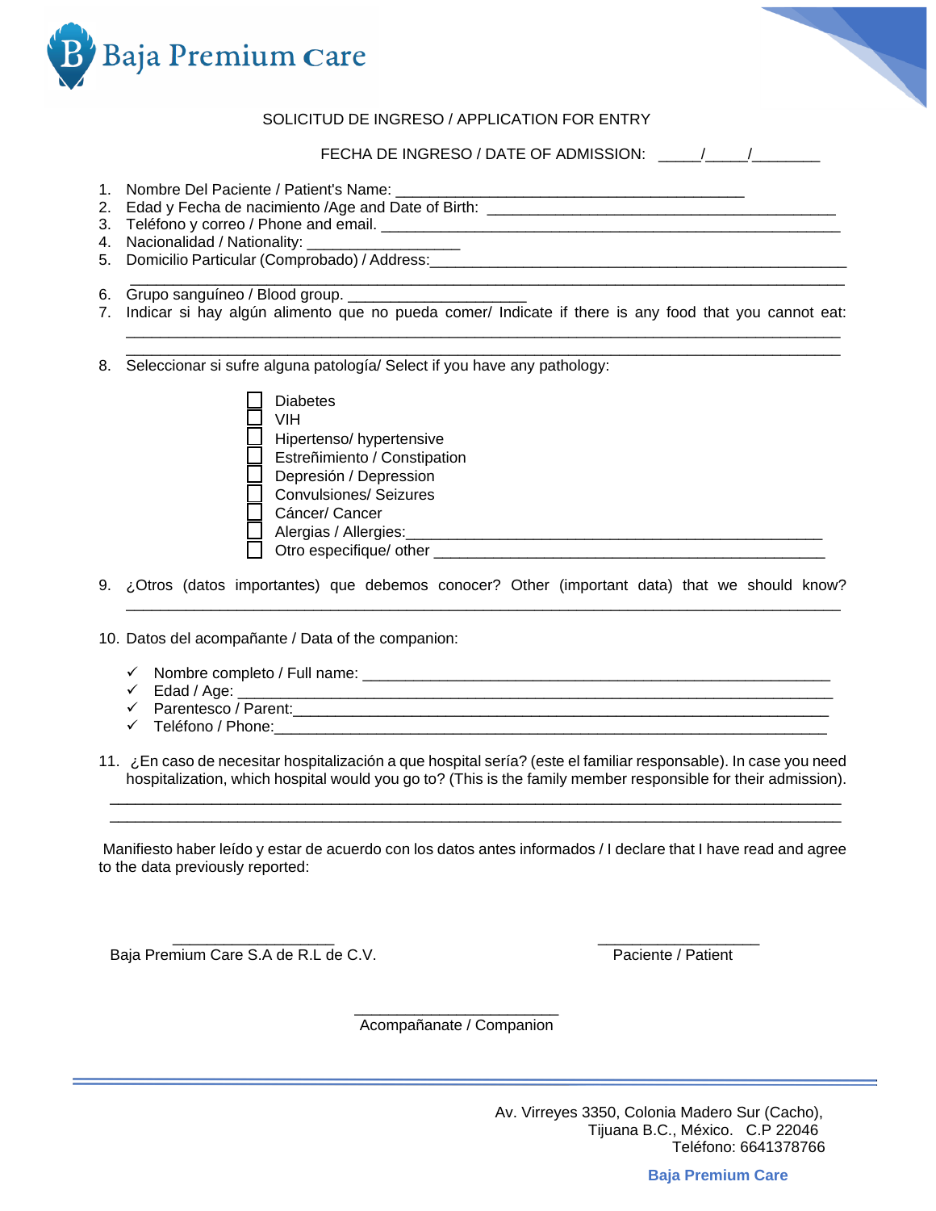Baja Premium Care

SOLICITUD DE INGRESO / APPLICATION FOR ENTRY

FECHA DE INGRESO / DATE OF ADMISSION: _____/_____/________

1. Nombre Del Paciente / Patient's Name: ________________________________________
2. Edad y Fecha de nacimiento /Age and Date of Birth: ________________________________________
3. Teléfono y correo / Phone and email. ______________________________________________________
4. Nacionalidad / Nationality: _________________
5. Domicilio Particular (Comprobado) / Address:_______________________________________________
   ________________________________________________________________________________
6. Grupo sanguíneo / Blood group. _____________________
7. Indicar si hay algún alimento que no pueda comer/ Indicate if there is any food that you cannot eat:
   ________________________________________________________________________________
   ________________________________________________________________________________
8. Seleccionar si sufre alguna patología/ Select if you have any pathology:

   - [ ] Diabetes
   - [ ] VIH
   - [ ] Hipertenso/ hypertensive
   - [ ] Estreñimiento / Constipation
   - [ ] Depresión / Depression
   - [ ] Convulsiones/ Seizures
   - [ ] Cáncer/ Cancer
   - [ ] Alergias / Allergies:_______________________________________________
   - [ ] Otro especifique/ other ____________________________________________

9. ¿Otros (datos importantes) que debemos conocer? Other (important data) that we should know?
   ________________________________________________________________________________
10. Datos del acompañante / Data of the companion:

    - ✓ Nombre completo / Full name: ______________________________________________________
    - ✓ Edad / Age: ____________________________________________________________________
    - ✓ Parentesco / Parent:______________________________________________________________
    - ✓ Teléfono / Phone:________________________________________________________________

11. ¿En caso de necesitar hospitalización a que hospital sería? (este el familiar responsable). In case you need hospitalization, which hospital would you go to? (This is the family member responsible for their admission).
    ________________________________________________________________________________
    ________________________________________________________________________________

Manifiesto haber leído y estar de acuerdo con los datos antes informados / I declare that I have read and agree to the data previously reported:

___________________ Baja Premium Care S.A de R.L de C.V.

___________________ Paciente / Patient

________________________ Acompañanate / Companion

Av. Virreyes 3350, Colonia Madero Sur (Cacho),
Tijuana B.C., México. C.P 22046
Teléfono: 6641378766

**Baja Premium Care**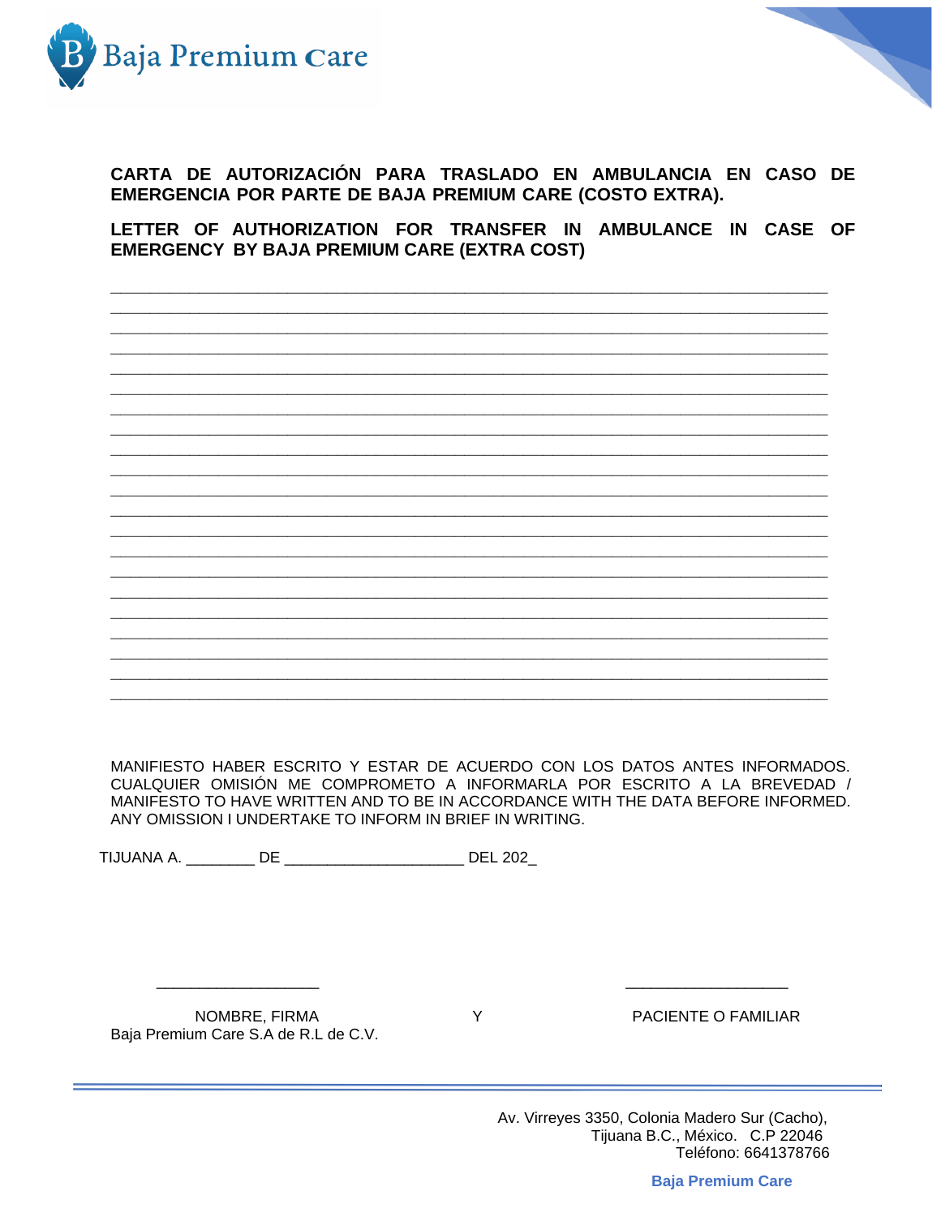Baja Premium Care

**CARTA DE AUTORIZACIÓN PARA TRASLADO EN AMBULANCIA EN CASO DE EMERGENCIA POR PARTE DE BAJA PREMIUM CARE (COSTO EXTRA).**

**LETTER OF AUTHORIZATION FOR TRANSFER IN AMBULANCE IN CASE OF EMERGENCY BY BAJA PREMIUM CARE (EXTRA COST)**

______________________________________________________________________________
______________________________________________________________________________
______________________________________________________________________________
______________________________________________________________________________
______________________________________________________________________________
______________________________________________________________________________
______________________________________________________________________________
______________________________________________________________________________
______________________________________________________________________________
______________________________________________________________________________
______________________________________________________________________________
______________________________________________________________________________
______________________________________________________________________________
______________________________________________________________________________
______________________________________________________________________________
______________________________________________________________________________
______________________________________________________________________________
______________________________________________________________________________
______________________________________________________________________________
______________________________________________________________________________
______________________________________________________________________________

MANIFIESTO HABER ESCRITO Y ESTAR DE ACUERDO CON LOS DATOS ANTES INFORMADOS. CUALQUIER OMISIÓN ME COMPROMETO A INFORMARLA POR ESCRITO A LA BREVEDAD / MANIFESTO TO HAVE WRITTEN AND TO BE IN ACCORDANCE WITH THE DATA BEFORE INFORMED. ANY OMISSION I UNDERTAKE TO INFORM IN BRIEF IN WRITING.

TIJUANA A. ________ DE ____________________ DEL 202_

___________________ ___________________

NOMBRE, FIRMA Y PACIENTE O FAMILIAR
Baja Premium Care S.A de R.L de C.V.

Av. Virreyes 3350, Colonia Madero Sur (Cacho), Tijuana B.C., México. C.P 22046
Teléfono: 6641378766

**Baja Premium Care**